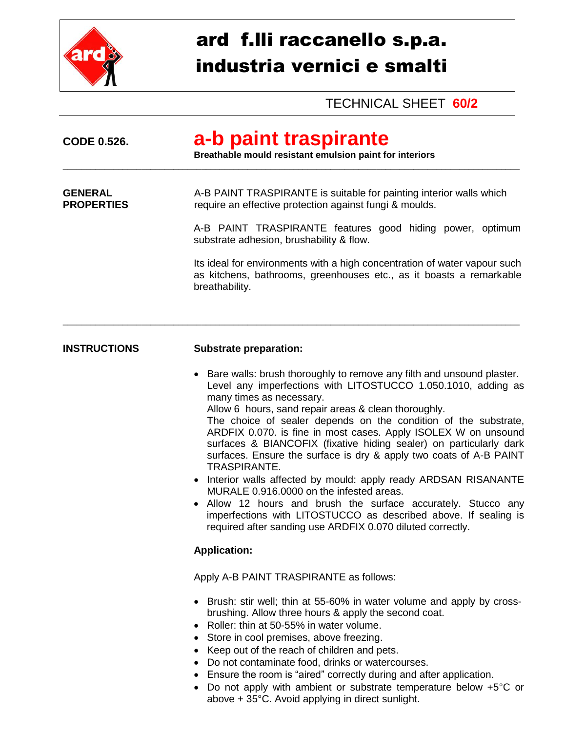# ard f.lli raccanello s.p.a.
## industria vernici e smalti

TECHNICAL SHEET **60/2**

**CODE 0.526.**

# a-b paint traspirante

**Breathable mould resistant emulsion paint for interiors**

---

**GENERAL PROPERTIES**

A-B PAINT TRASPIRANTE is suitable for painting interior walls which require an effective protection against fungi & moulds.

A-B PAINT TRASPIRANTE features good hiding power, optimum substrate adhesion, brushability & flow.

Its ideal for environments with a high concentration of water vapour such as kitchens, bathrooms, greenhouses etc., as it boasts a remarkable breathability.

---

**INSTRUCTIONS**

**Substrate preparation:**

- Bare walls: brush thoroughly to remove any filth and unsound plaster. Level any imperfections with LITOSTUCCO 1.050.1010, adding as many times as necessary.
  Allow 6 hours, sand repair areas & clean thoroughly.
  The choice of sealer depends on the condition of the substrate, ARDFIX 0.070. is fine in most cases. Apply ISOLEX W on unsound surfaces & BIANCOFIX (fixative hiding sealer) on particularly dark surfaces. Ensure the surface is dry & apply two coats of A-B PAINT TRASPIRANTE.
- Interior walls affected by mould: apply ready ARDSAN RISANANTE MURALE 0.916.0000 on the infested areas.
- Allow 12 hours and brush the surface accurately. Stucco any imperfections with LITOSTUCCO as described above. If sealing is required after sanding use ARDFIX 0.070 diluted correctly.

**Application:**

Apply A-B PAINT TRASPIRANTE as follows:

- Brush: stir well; thin at 55-60% in water volume and apply by cross-brushing. Allow three hours & apply the second coat.
- Roller: thin at 50-55% in water volume.
- Store in cool premises, above freezing.
- Keep out of the reach of children and pets.
- Do not contaminate food, drinks or watercourses.
- Ensure the room is “aired” correctly during and after application.
- Do not apply with ambient or substrate temperature below +5°C or above + 35°C. Avoid applying in direct sunlight.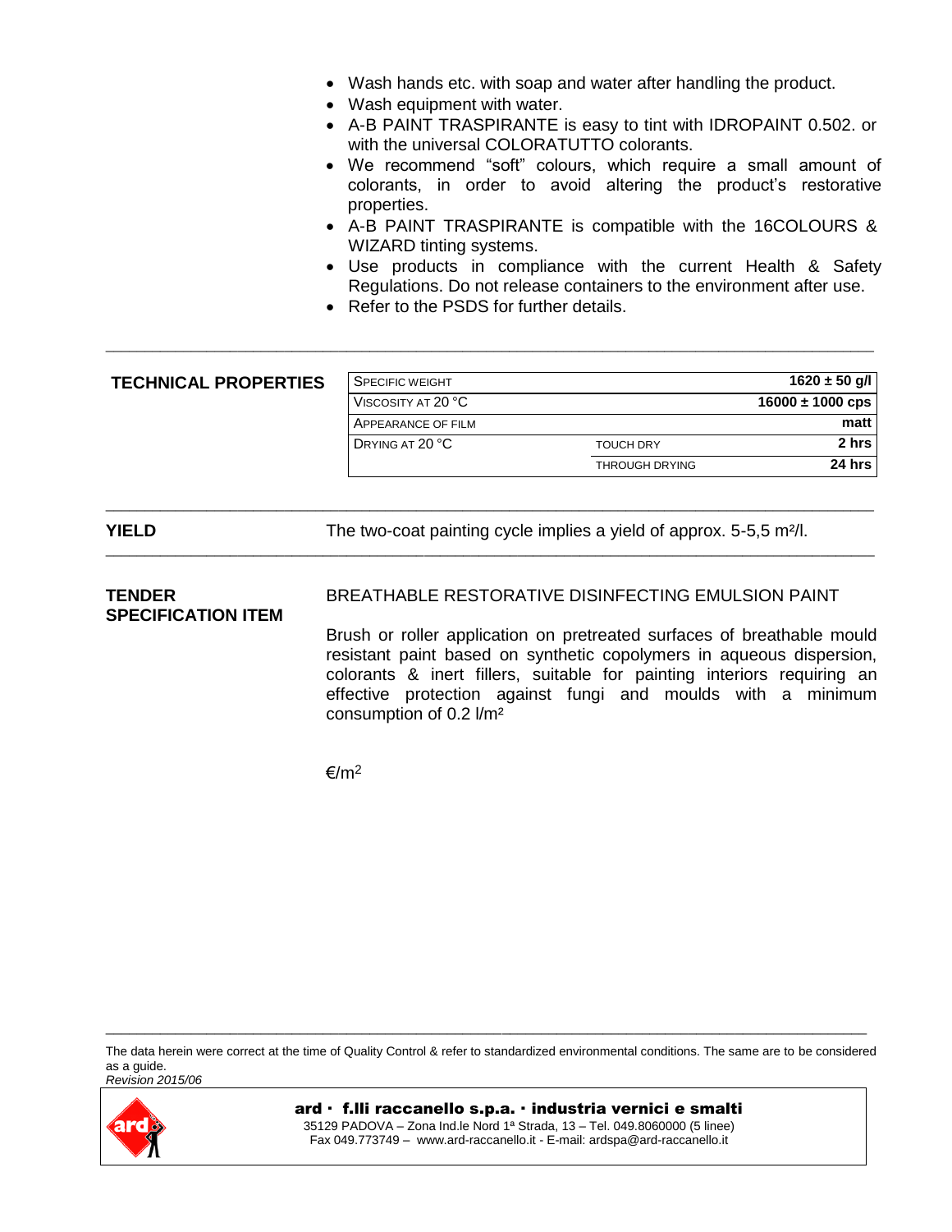- Wash hands etc. with soap and water after handling the product.
- Wash equipment with water.
- A-B PAINT TRASPIRANTE is easy to tint with IDROPAINT 0.502. or with the universal COLORATUTTO colorants.
- We recommend "soft" colours, which require a small amount of colorants, in order to avoid altering the product's restorative properties.
- A-B PAINT TRASPIRANTE is compatible with the 16COLOURS & WIZARD tinting systems.
- Use products in compliance with the current Health & Safety Regulations. Do not release containers to the environment after use.
- Refer to the PSDS for further details.

## TECHNICAL PROPERTIES

| | | |
|---|---|---|
| SPECIFIC WEIGHT | | **1620 ± 50 g/l** |
| VISCOSITY AT 20 °C | | **16000 ± 1000 cps** |
| APPEARANCE OF FILM | | **matt** |
| DRYING AT 20 °C | TOUCH DRY | **2 hrs** |
| | THROUGH DRYING | **24 hrs** |

## YIELD

The two-coat painting cycle implies a yield of approx. 5-5,5 m²/l.

## TENDER SPECIFICATION ITEM

BREATHABLE RESTORATIVE DISINFECTING EMULSION PAINT

Brush or roller application on pretreated surfaces of breathable mould resistant paint based on synthetic copolymers in aqueous dispersion, colorants & inert fillers, suitable for painting interiors requiring an effective protection against fungi and moulds with a minimum consumption of 0.2 l/m²

€/m²

The data herein were correct at the time of Quality Control & refer to standardized environmental conditions. The same are to be considered as a guide.
*Revision 2015/06*

**ard · f.lli raccanello s.p.a. · industria vernici e smalti**
35129 PADOVA – Zona Ind.le Nord 1ª Strada, 13 – Tel. 049.8060000 (5 linee)
Fax 049.773749 – www.ard-raccanello.it - E-mail: ardspa@ard-raccanello.it